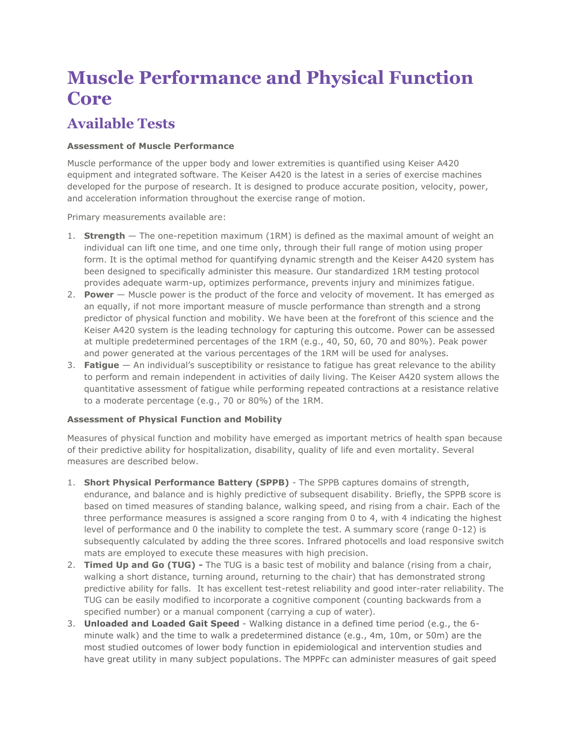# Muscle Performance and Physical Function Core

## Available Tests

**Assessment of Muscle Performance**

Muscle performance of the upper body and lower extremities is quantified using Keiser A420 equipment and integrated software. The Keiser A420 is the latest in a series of exercise machines developed for the purpose of research. It is designed to produce accurate position, velocity, power, and acceleration information throughout the exercise range of motion.

Primary measurements available are:

1. **Strength** — The one-repetition maximum (1RM) is defined as the maximal amount of weight an individual can lift one time, and one time only, through their full range of motion using proper form. It is the optimal method for quantifying dynamic strength and the Keiser A420 system has been designed to specifically administer this measure. Our standardized 1RM testing protocol provides adequate warm-up, optimizes performance, prevents injury and minimizes fatigue.
2. **Power** — Muscle power is the product of the force and velocity of movement. It has emerged as an equally, if not more important measure of muscle performance than strength and a strong predictor of physical function and mobility. We have been at the forefront of this science and the Keiser A420 system is the leading technology for capturing this outcome. Power can be assessed at multiple predetermined percentages of the 1RM (e.g., 40, 50, 60, 70 and 80%). Peak power and power generated at the various percentages of the 1RM will be used for analyses.
3. **Fatigue** — An individual's susceptibility or resistance to fatigue has great relevance to the ability to perform and remain independent in activities of daily living. The Keiser A420 system allows the quantitative assessment of fatigue while performing repeated contractions at a resistance relative to a moderate percentage (e.g., 70 or 80%) of the 1RM.

**Assessment of Physical Function and Mobility**

Measures of physical function and mobility have emerged as important metrics of health span because of their predictive ability for hospitalization, disability, quality of life and even mortality. Several measures are described below.

1. **Short Physical Performance Battery (SPPB)** - The SPPB captures domains of strength, endurance, and balance and is highly predictive of subsequent disability. Briefly, the SPPB score is based on timed measures of standing balance, walking speed, and rising from a chair. Each of the three performance measures is assigned a score ranging from 0 to 4, with 4 indicating the highest level of performance and 0 the inability to complete the test. A summary score (range 0-12) is subsequently calculated by adding the three scores. Infrared photocells and load responsive switch mats are employed to execute these measures with high precision.
2. **Timed Up and Go (TUG) -** The TUG is a basic test of mobility and balance (rising from a chair, walking a short distance, turning around, returning to the chair) that has demonstrated strong predictive ability for falls. It has excellent test-retest reliability and good inter-rater reliability. The TUG can be easily modified to incorporate a cognitive component (counting backwards from a specified number) or a manual component (carrying a cup of water).
3. **Unloaded and Loaded Gait Speed** - Walking distance in a defined time period (e.g., the 6-minute walk) and the time to walk a predetermined distance (e.g., 4m, 10m, or 50m) are the most studied outcomes of lower body function in epidemiological and intervention studies and have great utility in many subject populations. The MPPFc can administer measures of gait speed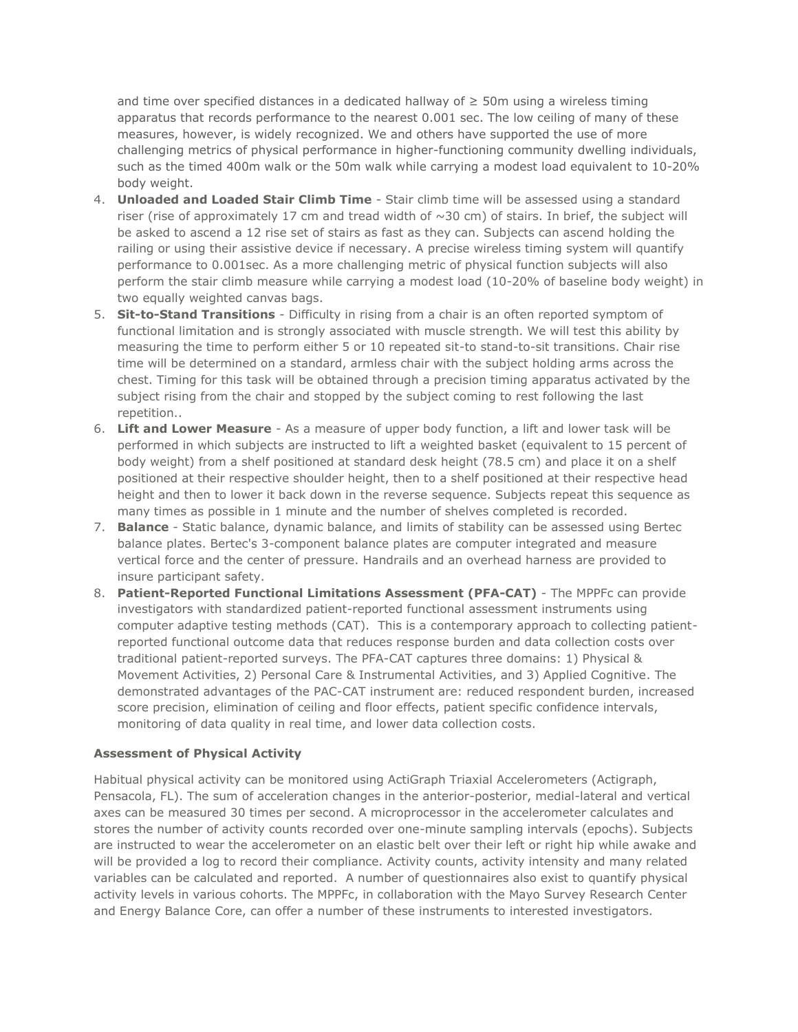and time over specified distances in a dedicated hallway of ≥ 50m using a wireless timing apparatus that records performance to the nearest 0.001 sec. The low ceiling of many of these measures, however, is widely recognized. We and others have supported the use of more challenging metrics of physical performance in higher-functioning community dwelling individuals, such as the timed 400m walk or the 50m walk while carrying a modest load equivalent to 10-20% body weight.

4. **Unloaded and Loaded Stair Climb Time** - Stair climb time will be assessed using a standard riser (rise of approximately 17 cm and tread width of ~30 cm) of stairs. In brief, the subject will be asked to ascend a 12 rise set of stairs as fast as they can. Subjects can ascend holding the railing or using their assistive device if necessary. A precise wireless timing system will quantify performance to 0.001sec. As a more challenging metric of physical function subjects will also perform the stair climb measure while carrying a modest load (10-20% of baseline body weight) in two equally weighted canvas bags.
5. **Sit-to-Stand Transitions** - Difficulty in rising from a chair is an often reported symptom of functional limitation and is strongly associated with muscle strength. We will test this ability by measuring the time to perform either 5 or 10 repeated sit-to stand-to-sit transitions. Chair rise time will be determined on a standard, armless chair with the subject holding arms across the chest. Timing for this task will be obtained through a precision timing apparatus activated by the subject rising from the chair and stopped by the subject coming to rest following the last repetition..
6. **Lift and Lower Measure** - As a measure of upper body function, a lift and lower task will be performed in which subjects are instructed to lift a weighted basket (equivalent to 15 percent of body weight) from a shelf positioned at standard desk height (78.5 cm) and place it on a shelf positioned at their respective shoulder height, then to a shelf positioned at their respective head height and then to lower it back down in the reverse sequence. Subjects repeat this sequence as many times as possible in 1 minute and the number of shelves completed is recorded.
7. **Balance** - Static balance, dynamic balance, and limits of stability can be assessed using Bertec balance plates. Bertec's 3-component balance plates are computer integrated and measure vertical force and the center of pressure. Handrails and an overhead harness are provided to insure participant safety.
8. **Patient-Reported Functional Limitations Assessment (PFA-CAT)** - The MPPFc can provide investigators with standardized patient-reported functional assessment instruments using computer adaptive testing methods (CAT). This is a contemporary approach to collecting patient-reported functional outcome data that reduces response burden and data collection costs over traditional patient-reported surveys. The PFA-CAT captures three domains: 1) Physical & Movement Activities, 2) Personal Care & Instrumental Activities, and 3) Applied Cognitive. The demonstrated advantages of the PAC-CAT instrument are: reduced respondent burden, increased score precision, elimination of ceiling and floor effects, patient specific confidence intervals, monitoring of data quality in real time, and lower data collection costs.

**Assessment of Physical Activity**

Habitual physical activity can be monitored using ActiGraph Triaxial Accelerometers (Actigraph, Pensacola, FL). The sum of acceleration changes in the anterior-posterior, medial-lateral and vertical axes can be measured 30 times per second. A microprocessor in the accelerometer calculates and stores the number of activity counts recorded over one-minute sampling intervals (epochs). Subjects are instructed to wear the accelerometer on an elastic belt over their left or right hip while awake and will be provided a log to record their compliance. Activity counts, activity intensity and many related variables can be calculated and reported. A number of questionnaires also exist to quantify physical activity levels in various cohorts. The MPPFc, in collaboration with the Mayo Survey Research Center and Energy Balance Core, can offer a number of these instruments to interested investigators.